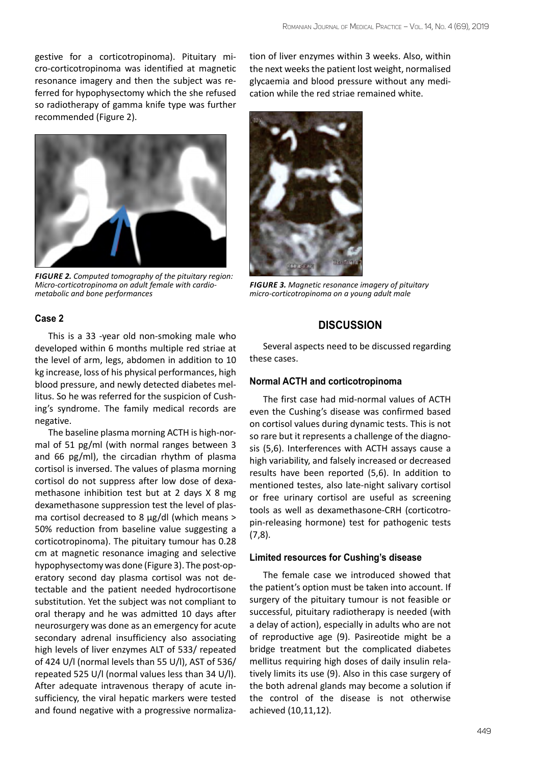gestive for a corticotropinoma). Pituitary micro-corticotropinoma was identified at magnetic resonance imagery and then the subject was referred for hypophysectomy which the she refused so radiotherapy of gamma knife type was further recommended (Figure 2).

*FIGURE 2. Computed tomography of the pituitary region: Micro-corticotropinoma on adult female with cardio-metabolic and bone performances*

### Case 2

This is a 33 -year old non-smoking male who developed within 6 months multiple red striae at the level of arm, legs, abdomen in addition to 10 kg increase, loss of his physical performances, high blood pressure, and newly detected diabetes mellitus. So he was referred for the suspicion of Cushing's syndrome. The family medical records are negative.

The baseline plasma morning ACTH is high-normal of 51 pg/ml (with normal ranges between 3 and 66 pg/ml), the circadian rhythm of plasma cortisol is inversed. The values of plasma morning cortisol do not suppress after low dose of dexamethasone inhibition test but at 2 days X 8 mg dexamethasone suppression test the level of plasma cortisol decreased to 8 µg/dl (which means > 50% reduction from baseline value suggesting a corticotropinoma). The pituitary tumour has 0.28 cm at magnetic resonance imaging and selective hypophysectomy was done (Figure 3). The post-operatory second day plasma cortisol was not detectable and the patient needed hydrocortisone substitution. Yet the subject was not compliant to oral therapy and he was admitted 10 days after neurosurgery was done as an emergency for acute secondary adrenal insufficiency also associating high levels of liver enzymes ALT of 533/ repeated of 424 U/l (normal levels than 55 U/l), AST of 536/ repeated 525 U/l (normal values less than 34 U/l). After adequate intravenous therapy of acute insufficiency, the viral hepatic markers were tested and found negative with a progressive normalization of liver enzymes within 3 weeks. Also, within the next weeks the patient lost weight, normalised glycaemia and blood pressure without any medication while the red striae remained white.

*FIGURE 3. Magnetic resonance imagery of pituitary micro-corticotropinoma on a young adult male*

## DISCUSSION

Several aspects need to be discussed regarding these cases.

### Normal ACTH and corticotropinoma

The first case had mid-normal values of ACTH even the Cushing's disease was confirmed based on cortisol values during dynamic tests. This is not so rare but it represents a challenge of the diagnosis (5,6). Interferences with ACTH assays cause a high variability, and falsely increased or decreased results have been reported (5,6). In addition to mentioned testes, also late-night salivary cortisol or free urinary cortisol are useful as screening tools as well as dexamethasone-CRH (corticotropin-releasing hormone) test for pathogenic tests (7,8).

### Limited resources for Cushing's disease

The female case we introduced showed that the patient's option must be taken into account. If surgery of the pituitary tumour is not feasible or successful, pituitary radiotherapy is needed (with a delay of action), especially in adults who are not of reproductive age (9). Pasireotide might be a bridge treatment but the complicated diabetes mellitus requiring high doses of daily insulin relatively limits its use (9). Also in this case surgery of the both adrenal glands may become a solution if the control of the disease is not otherwise achieved (10,11,12).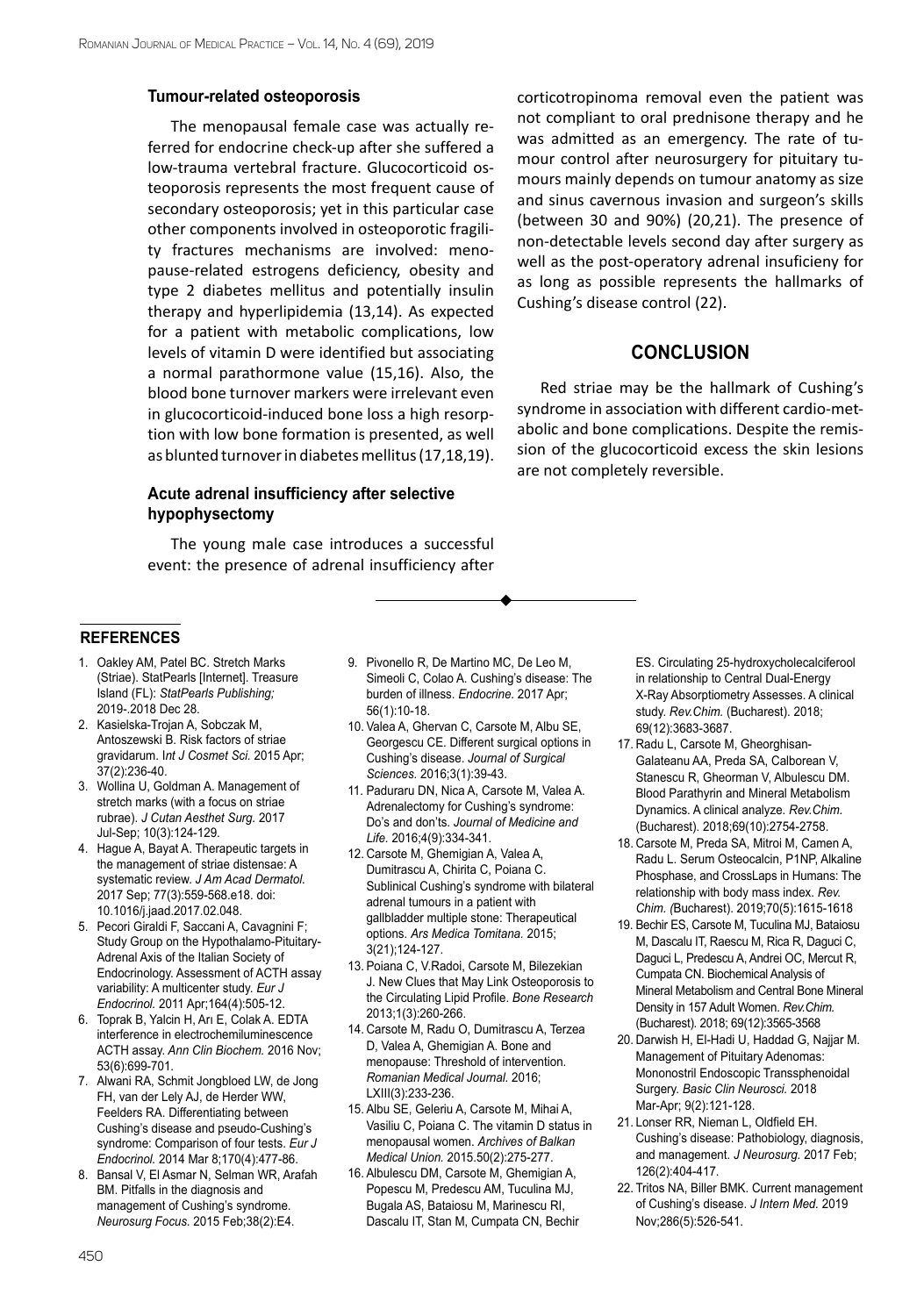### Tumour-related osteoporosis

The menopausal female case was actually referred for endocrine check-up after she suffered a low-trauma vertebral fracture. Glucocorticoid osteoporosis represents the most frequent cause of secondary osteoporosis; yet in this particular case other components involved in osteoporotic fragility fractures mechanisms are involved: menopause-related estrogens deficiency, obesity and type 2 diabetes mellitus and potentially insulin therapy and hyperlipidemia (13,14). As expected for a patient with metabolic complications, low levels of vitamin D were identified but associating a normal parathormone value (15,16). Also, the blood bone turnover markers were irrelevant even in glucocorticoid-induced bone loss a high resorption with low bone formation is presented, as well as blunted turnover in diabetes mellitus (17,18,19).

### Acute adrenal insufficiency after selective hypophysectomy

The young male case introduces a successful event: the presence of adrenal insufficiency after corticotropinoma removal even the patient was not compliant to oral prednisone therapy and he was admitted as an emergency. The rate of tumour control after neurosurgery for pituitary tumours mainly depends on tumour anatomy as size and sinus cavernous invasion and surgeon's skills (between 30 and 90%) (20,21). The presence of non-detectable levels second day after surgery as well as the post-operatory adrenal insufficieny for as long as possible represents the hallmarks of Cushing's disease control (22).

## CONCLUSION

Red striae may be the hallmark of Cushing's syndrome in association with different cardio-metabolic and bone complications. Despite the remission of the glucocorticoid excess the skin lesions are not completely reversible.

## REFERENCES

1. Oakley AM, Patel BC. Stretch Marks (Striae). StatPearls [Internet]. Treasure Island (FL): *StatPearls Publishing;* 2019-.2018 Dec 28.
2. Kasielska-Trojan A, Sobczak M, Antoszewski B. Risk factors of striae gravidarum. I*nt J Cosmet Sci.* 2015 Apr; 37(2):236-40.
3. Wollina U, Goldman A. Management of stretch marks (with a focus on striae rubrae). *J Cutan Aesthet Surg.* 2017 Jul-Sep; 10(3):124-129.
4. Hague A, Bayat A. Therapeutic targets in the management of striae distensae: A systematic review. *J Am Acad Dermatol*. 2017 Sep; 77(3):559-568.e18. doi: 10.1016/j.jaad.2017.02.048.
5. Pecori Giraldi F, Saccani A, Cavagnini F; Study Group on the Hypothalamo-Pituitary-Adrenal Axis of the Italian Society of Endocrinology. Assessment of ACTH assay variability: A multicenter study. *Eur J Endocrinol.* 2011 Apr;164(4):505-12.
6. Toprak B, Yalcin H, Arı E, Colak A. EDTA interference in electrochemiluminescence ACTH assay. *Ann Clin Biochem.* 2016 Nov; 53(6):699-701.
7. Alwani RA, Schmit Jongbloed LW, de Jong FH, van der Lely AJ, de Herder WW, Feelders RA. Differentiating between Cushing's disease and pseudo-Cushing's syndrome: Comparison of four tests. *Eur J Endocrinol.* 2014 Mar 8;170(4):477-86.
8. Bansal V, El Asmar N, Selman WR, Arafah BM. Pitfalls in the diagnosis and management of Cushing's syndrome. *Neurosurg Focus.* 2015 Feb;38(2):E4.
9. Pivonello R, De Martino MC, De Leo M, Simeoli C, Colao A. Cushing's disease: The burden of illness. *Endocrine.* 2017 Apr; 56(1):10-18.
10. Valea A, Ghervan C, Carsote M, Albu SE, Georgescu CE. Different surgical options in Cushing's disease. *Journal of Surgical Sciences.* 2016;3(1):39-43.
11. Paduraru DN, Nica A, Carsote M, Valea A. Adrenalectomy for Cushing's syndrome: Do's and don'ts. *Journal of Medicine and Life.* 2016;4(9):334-341.
12. Carsote M, Ghemigian A, Valea A, Dumitrascu A, Chirita C, Poiana C. Sublinical Cushing's syndrome with bilateral adrenal tumours in a patient with gallbladder multiple stone: Therapeutical options. *Ars Medica Tomitana.* 2015; 3(21);124-127.
13. Poiana C, V.Radoi, Carsote M, Bilezekian J. New Clues that May Link Osteoporosis to the Circulating Lipid Profile. *Bone Research* 2013;1(3):260-266.
14. Carsote M, Radu O, Dumitrascu A, Terzea D, Valea A, Ghemigian A. Bone and menopause: Threshold of intervention. *Romanian Medical Journal.* 2016; LXIII(3):233-236.
15. Albu SE, Geleriu A, Carsote M, Mihai A, Vasiliu C, Poiana C. The vitamin D status in menopausal women. *Archives of Balkan Medical Union.* 2015.50(2):275-277.
16. Albulescu DM, Carsote M, Ghemigian A, Popescu M, Predescu AM, Tuculina MJ, Bugala AS, Bataiosu M, Marinescu RI, Dascalu IT, Stan M, Cumpata CN, Bechir ES. Circulating 25-hydroxycholecalciferool in relationship to Central Dual-Energy X-Ray Absorptiometry Assesses. A clinical study. *Rev.Chim.* (Bucharest). 2018; 69(12):3683-3687.
17. Radu L, Carsote M, Gheorghisan-Galateanu AA, Preda SA, Calborean V, Stanescu R, Gheorman V, Albulescu DM. Blood Parathyrin and Mineral Metabolism Dynamics. A clinical analyze. *Rev.Chim.* (Bucharest). 2018;69(10):2754-2758.
18. Carsote M, Preda SA, Mitroi M, Camen A, Radu L. Serum Osteocalcin, P1NP, Alkaline Phosphase, and CrossLaps in Humans: The relationship with body mass index. *Rev. Chim. (*Bucharest). 2019;70(5):1615-1618
19. Bechir ES, Carsote M, Tuculina MJ, Bataiosu M, Dascalu IT, Raescu M, Rica R, Daguci C, Daguci L, Predescu A, Andrei OC, Mercut R, Cumpata CN. Biochemical Analysis of Mineral Metabolism and Central Bone Mineral Density in 157 Adult Women. *Rev.Chim.* (Bucharest). 2018; 69(12):3565-3568
20. Darwish H, El-Hadi U, Haddad G, Najjar M. Management of Pituitary Adenomas: Mononostril Endoscopic Transsphenoidal Surgery. *Basic Clin Neurosci.* 2018 Mar-Apr; 9(2):121-128.
21. Lonser RR, Nieman L, Oldfield EH. Cushing's disease: Pathobiology, diagnosis, and management. *J Neurosurg.* 2017 Feb; 126(2):404-417.
22. Tritos NA, Biller BMK. Current management of Cushing's disease. *J Intern Med.* 2019 Nov;286(5):526-541.